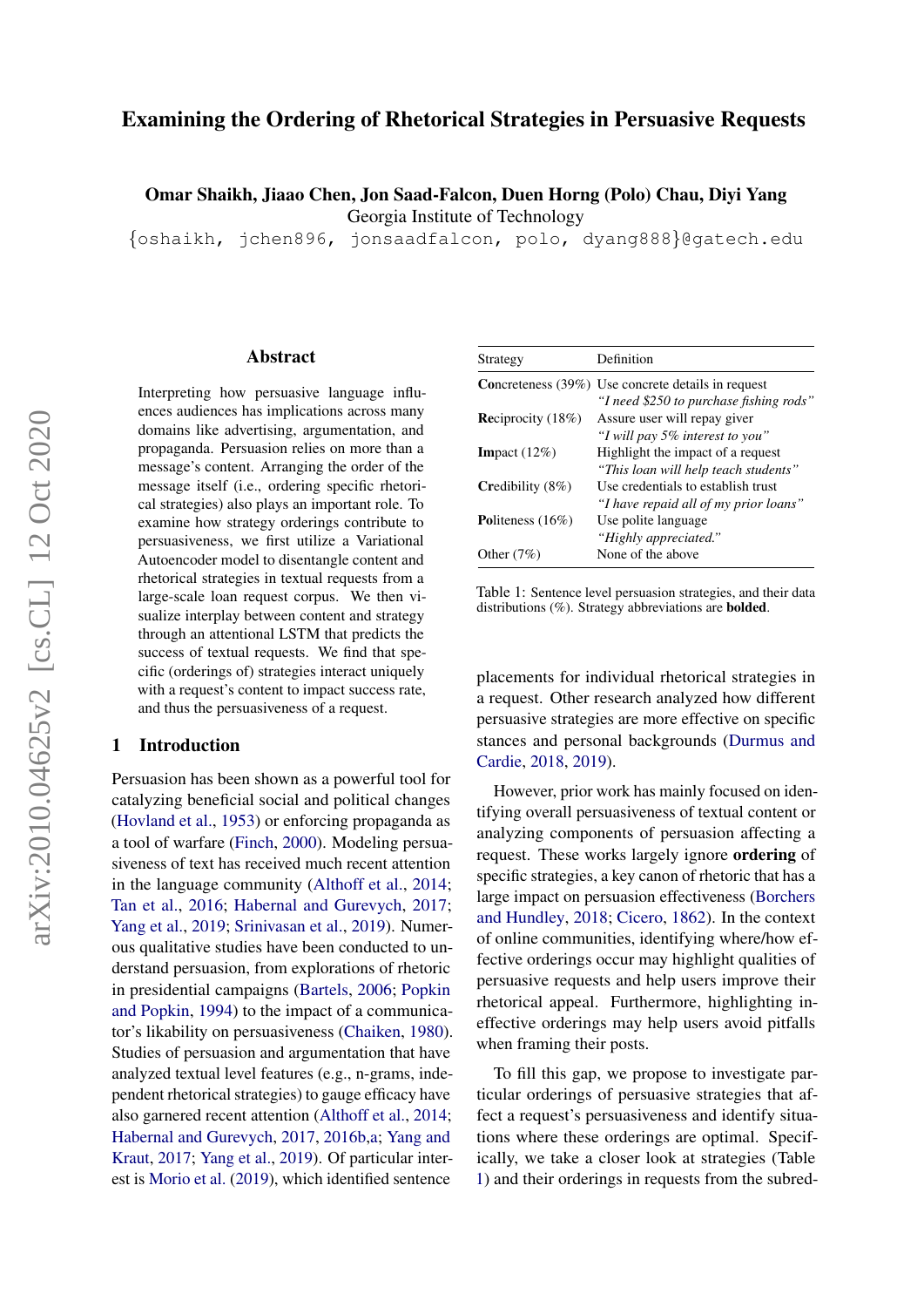# Examining the Ordering of Rhetorical Strategies in Persuasive Requests

**Omar Shaikh, Jiaao Chen, Jon Saad-Falcon, Duen Horng (Polo) Chau, Diyi Yang**
Georgia Institute of Technology
{oshaikh, jchen896, jonsaadfalcon, polo, dyang888}@gatech.edu

## Abstract

Interpreting how persuasive language influences audiences has implications across many domains like advertising, argumentation, and propaganda. Persuasion relies on more than a message's content. Arranging the order of the message itself (i.e., ordering specific rhetorical strategies) also plays an important role. To examine how strategy orderings contribute to persuasiveness, we first utilize a Variational Autoencoder model to disentangle content and rhetorical strategies in textual requests from a large-scale loan request corpus. We then visualize interplay between content and strategy through an attentional LSTM that predicts the success of textual requests. We find that specific (orderings of) strategies interact uniquely with a request's content to impact success rate, and thus the persuasiveness of a request.

## 1 Introduction

Persuasion has been shown as a powerful tool for catalyzing beneficial social and political changes (Hovland et al., 1953) or enforcing propaganda as a tool of warfare (Finch, 2000). Modeling persuasiveness of text has received much recent attention in the language community (Althoff et al., 2014; Tan et al., 2016; Habernal and Gurevych, 2017; Yang et al., 2019; Srinivasan et al., 2019). Numerous qualitative studies have been conducted to understand persuasion, from explorations of rhetoric in presidential campaigns (Bartels, 2006; Popkin and Popkin, 1994) to the impact of a communicator's likability on persuasiveness (Chaiken, 1980). Studies of persuasion and argumentation that have analyzed textual level features (e.g., n-grams, independent rhetorical strategies) to gauge efficacy have also garnered recent attention (Althoff et al., 2014; Habernal and Gurevych, 2017, 2016b,a; Yang and Kraut, 2017; Yang et al., 2019). Of particular interest is Morio et al. (2019), which identified sentence placements for individual rhetorical strategies in a request. Other research analyzed how different persuasive strategies are more effective on specific stances and personal backgrounds (Durmus and Cardie, 2018, 2019).

| Strategy | Definition |
|---|---|
| **Co**ncreteness (39%) | Use concrete details in request *"I need $250 to purchase fishing rods"* |
| **Re**ciprocity (18%) | Assure user will repay giver *"I will pay 5% interest to you"* |
| **Im**pact (12%) | Highlight the impact of a request *"This loan will help teach students"* |
| **Cr**edibility (8%) | Use credentials to establish trust *"I have repaid all of my prior loans"* |
| **Po**liteness (16%) | Use polite language *"Highly appreciated."* |
| Other (7%) | None of the above |

Table 1: Sentence level persuasion strategies, and their data distributions (%). Strategy abbreviations are **bolded**.

However, prior work has mainly focused on identifying overall persuasiveness of textual content or analyzing components of persuasion affecting a request. These works largely ignore **ordering** of specific strategies, a key canon of rhetoric that has a large impact on persuasion effectiveness (Borchers and Hundley, 2018; Cicero, 1862). In the context of online communities, identifying where/how effective orderings occur may highlight qualities of persuasive requests and help users improve their rhetorical appeal. Furthermore, highlighting ineffective orderings may help users avoid pitfalls when framing their posts.

To fill this gap, we propose to investigate particular orderings of persuasive strategies that affect a request's persuasiveness and identify situations where these orderings are optimal. Specifically, we take a closer look at strategies (Table 1) and their orderings in requests from the subred-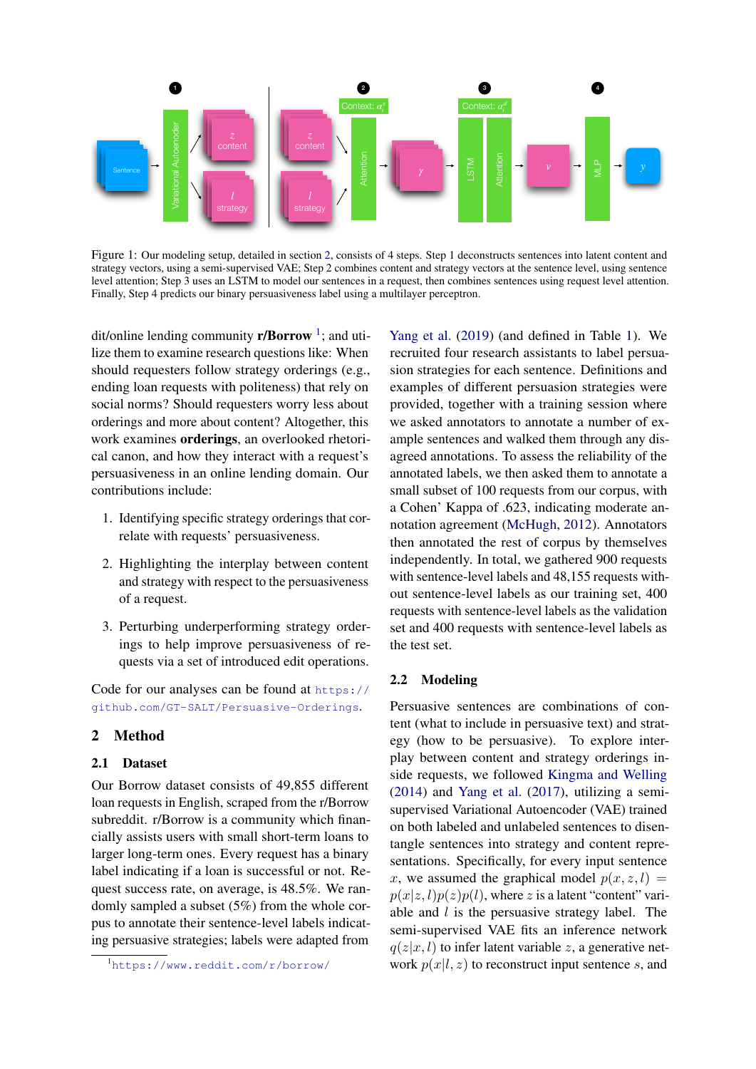Figure 1: Our modeling setup, detailed in section 2, consists of 4 steps. Step 1 deconstructs sentences into latent content and strategy vectors, using a semi-supervised VAE; Step 2 combines content and strategy vectors at the sentence level, using sentence level attention; Step 3 uses an LSTM to model our sentences in a request, then combines sentences using request level attention. Finally, Step 4 predicts our binary persuasiveness label using a multilayer perceptron.

dit/online lending community **r/Borrow** [1]; and utilize them to examine research questions like: When should requesters follow strategy orderings (e.g., ending loan requests with politeness) that rely on social norms? Should requesters worry less about orderings and more about content? Altogether, this work examines **orderings**, an overlooked rhetorical canon, and how they interact with a request's persuasiveness in an online lending domain. Our contributions include:

1. Identifying specific strategy orderings that correlate with requests' persuasiveness.
2. Highlighting the interplay between content and strategy with respect to the persuasiveness of a request.
3. Perturbing underperforming strategy orderings to help improve persuasiveness of requests via a set of introduced edit operations.

Code for our analyses can be found at https://github.com/GT-SALT/Persuasive-Orderings.

# 2 Method

## 2.1 Dataset

Our Borrow dataset consists of 49,855 different loan requests in English, scraped from the r/Borrow subreddit. r/Borrow is a community which financially assists users with small short-term loans to larger long-term ones. Every request has a binary label indicating if a loan is successful or not. Request success rate, on average, is 48.5%. We randomly sampled a subset (5%) from the whole corpus to annotate their sentence-level labels indicating persuasive strategies; labels were adapted from Yang et al. (2019) (and defined in Table 1). We recruited four research assistants to label persuasion strategies for each sentence. Definitions and examples of different persuasion strategies were provided, together with a training session where we asked annotators to annotate a number of example sentences and walked them through any disagreed annotations. To assess the reliability of the annotated labels, we then asked them to annotate a small subset of 100 requests from our corpus, with a Cohen' Kappa of .623, indicating moderate annotation agreement (McHugh, 2012). Annotators then annotated the rest of corpus by themselves independently. In total, we gathered 900 requests with sentence-level labels and 48,155 requests without sentence-level labels as our training set, 400 requests with sentence-level labels as the validation set and 400 requests with sentence-level labels as the test set.

## 2.2 Modeling

Persuasive sentences are combinations of content (what to include in persuasive text) and strategy (how to be persuasive). To explore interplay between content and strategy orderings inside requests, we followed Kingma and Welling (2014) and Yang et al. (2017), utilizing a semi-supervised Variational Autoencoder (VAE) trained on both labeled and unlabeled sentences to disentangle sentences into strategy and content representations. Specifically, for every input sentence $x$, we assumed the graphical model $p(x, z, l) = p(x|z, l)p(z)p(l)$, where $z$ is a latent "content" variable and $l$ is the persuasive strategy label. The semi-supervised VAE fits an inference network $q(z|x, l)$ to infer latent variable $z$, a generative network $p(x|l, z)$ to reconstruct input sentence $s$, and

[1] https://www.reddit.com/r/borrow/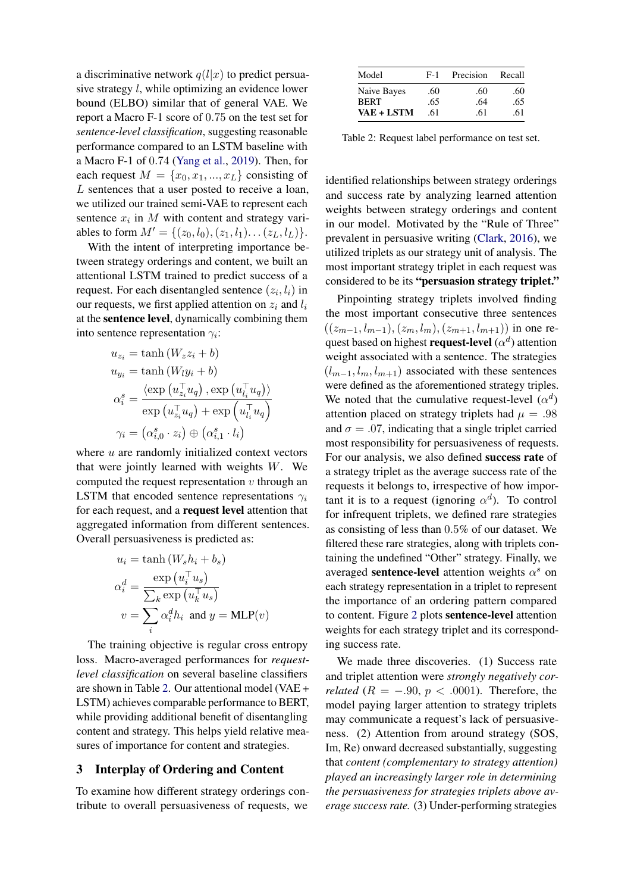a discriminative network $q(l|x)$ to predict persuasive strategy $l$, while optimizing an evidence lower bound (ELBO) similar that of general VAE. We report a Macro F-1 score of 0.75 on the test set for *sentence-level classification*, suggesting reasonable performance compared to an LSTM baseline with a Macro F-1 of 0.74 (Yang et al., 2019). Then, for each request $M = \{x_0, x_1, ..., x_L\}$ consisting of $L$ sentences that a user posted to receive a loan, we utilized our trained semi-VAE to represent each sentence $x_i$ in $M$ with content and strategy variables to form $M' = \{(z_0, l_0), (z_1, l_1) \ldots (z_L, l_L)\}$.

With the intent of interpreting importance between strategy orderings and content, we built an attentional LSTM trained to predict success of a request. For each disentangled sentence $(z_i, l_i)$ in our requests, we first applied attention on $z_i$ and $l_i$ at the **sentence level**, dynamically combining them into sentence representation $\gamma_i$:

$$u_{z_i} = \tanh(W_z z_i + b)$$
$$u_{y_i} = \tanh(W_l y_i + b)$$
$$\alpha_i^s = \frac{\langle \exp\left(u_{z_i}^\top u_q\right), \exp\left(u_{l_i}^\top u_q\right) \rangle}{\exp\left(u_{z_i}^\top u_q\right) + \exp\left(u_{l_i}^\top u_q\right)}$$
$$\gamma_i = \left(\alpha_{i,0}^s \cdot z_i\right) \oplus \left(\alpha_{i,1}^s \cdot l_i\right)$$

where $u$ are randomly initialized context vectors that were jointly learned with weights $W$. We computed the request representation $v$ through an LSTM that encoded sentence representations $\gamma_i$ for each request, and a **request level** attention that aggregated information from different sentences. Overall persuasiveness is predicted as:

$$u_i = \tanh(W_s h_i + b_s)$$
$$\alpha_i^d = \frac{\exp\left(u_i^\top u_s\right)}{\sum_k \exp\left(u_k^\top u_s\right)}$$
$$v = \sum_i \alpha_i^d h_i \text{ and } y = \text{MLP}(v)$$

The training objective is regular cross entropy loss. Macro-averaged performances for *request-level classification* on several baseline classifiers are shown in Table 2. Our attentional model (VAE + LSTM) achieves comparable performance to BERT, while providing additional benefit of disentangling content and strategy. This helps yield relative measures of importance for content and strategies.

## 3 Interplay of Ordering and Content

To examine how different strategy orderings contribute to overall persuasiveness of requests, we identified relationships between strategy orderings and success rate by analyzing learned attention weights between strategy orderings and content in our model. Motivated by the "Rule of Three" prevalent in persuasive writing (Clark, 2016), we utilized triplets as our strategy unit of analysis. The most important strategy triplet in each request was considered to be its **"persuasion strategy triplet."**

| Model | F-1 | Precision | Recall |
|---|---|---|---|
| Naive Bayes | .60 | .60 | .60 |
| BERT | .65 | .64 | .65 |
| **VAE + LSTM** | .61 | .61 | .61 |

Table 2: Request label performance on test set.

Pinpointing strategy triplets involved finding the most important consecutive three sentences $((z_{m-1}, l_{m-1}), (z_m, l_m), (z_{m+1}, l_{m+1}))$ in one request based on highest **request-level** ($\alpha^d$) attention weight associated with a sentence. The strategies $(l_{m-1}, l_m, l_{m+1})$ associated with these sentences were defined as the aforementioned strategy triples. We noted that the cumulative request-level ($\alpha^d$) attention placed on strategy triplets had $\mu = .98$ and $\sigma = .07$, indicating that a single triplet carried most responsibility for persuasiveness of requests. For our analysis, we also defined **success rate** of a strategy triplet as the average success rate of the requests it belongs to, irrespective of how important it is to a request (ignoring $\alpha^d$). To control for infrequent triplets, we defined rare strategies as consisting of less than 0.5% of our dataset. We filtered these rare strategies, along with triplets containing the undefined "Other" strategy. Finally, we averaged **sentence-level** attention weights $\alpha^s$ on each strategy representation in a triplet to represent the importance of an ordering pattern compared to content. Figure 2 plots **sentence-level** attention weights for each strategy triplet and its corresponding success rate.

We made three discoveries. (1) Success rate and triplet attention were *strongly negatively correlated* ($R = -.90$, $p < .0001$). Therefore, the model paying larger attention to strategy triplets may communicate a request's lack of persuasiveness. (2) Attention from around strategy (SOS, Im, Re) onward decreased substantially, suggesting that *content (complementary to strategy attention) played an increasingly larger role in determining the persuasiveness for strategies triplets above average success rate.* (3) Under-performing strategies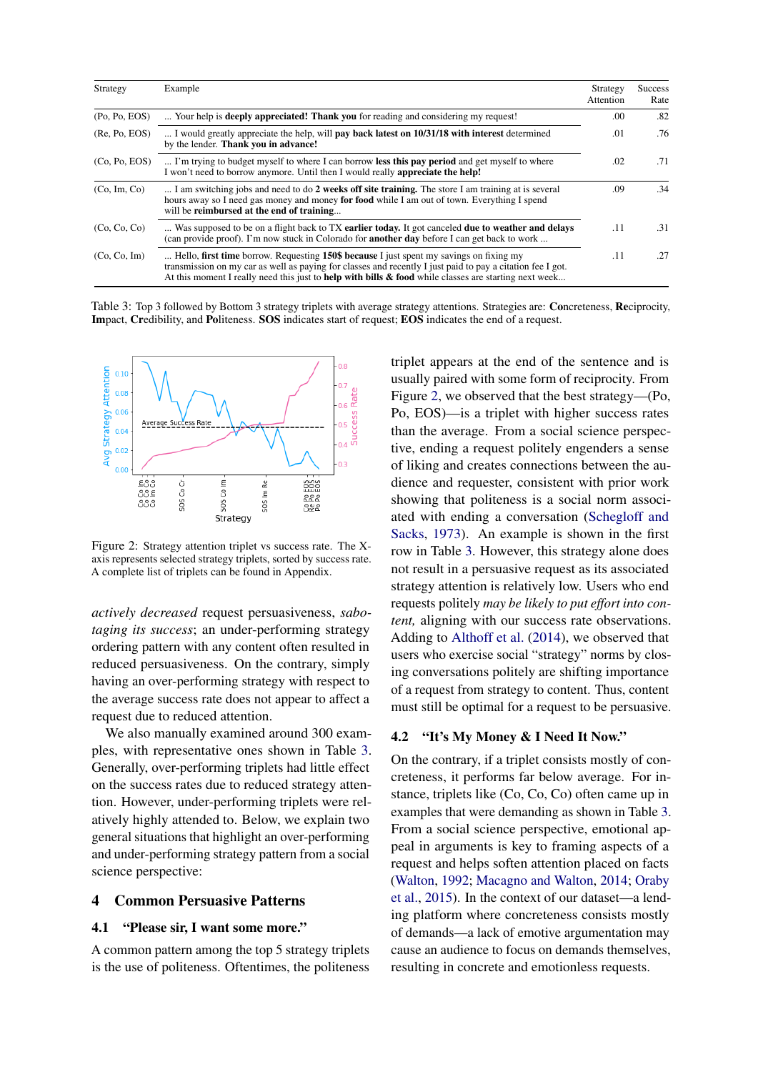| Strategy | Example | Strategy Attention | Success Rate |
|---|---|---|---|
| (Po, Po, EOS) | ... Your help is **deeply appreciated! Thank you** for reading and considering my request! | .00 | .82 |
| (Re, Po, EOS) | ... I would greatly appreciate the help, will **pay back latest on 10/31/18 with interest** determined by the lender. **Thank you in advance!** | .01 | .76 |
| (Co, Po, EOS) | ... I'm trying to budget myself to where I can borrow **less this pay period** and get myself to where I won't need to borrow anymore. Until then I would really **appreciate the help!** | .02 | .71 |
| (Co, Im, Co) | ... I am switching jobs and need to do **2 weeks off site training.** The store I am training at is several hours away so I need gas money and money **for food** while I am out of town. Everything I spend will be **reimbursed at the end of training**... | .09 | .34 |
| (Co, Co, Co) | ... Was supposed to be on a flight back to TX **earlier today.** It got canceled **due to weather and delays** (can provide proof). I'm now stuck in Colorado for **another day** before I can get back to work ... | .11 | .31 |
| (Co, Co, Im) | ... Hello, **first time** borrow. Requesting **150$ because** I just spent my savings on fixing my transmission on my car as well as paying for classes and recently I just paid to pay a citation fee I got. At this moment I really need this just to **help with bills & food** while classes are starting next week... | .11 | .27 |

Table 3: Top 3 followed by Bottom 3 strategy triplets with average strategy attentions. Strategies are: **Co**ncreteness, **Re**ciprocity, **Im**pact, **Cr**edibility, and **Po**liteness. **SOS** indicates start of request; **EOS** indicates the end of a request.

Figure 2: Strategy attention triplet vs success rate. The X-axis represents selected strategy triplets, sorted by success rate. A complete list of triplets can be found in Appendix.

*actively decreased* request persuasiveness, *sabotaging its success*; an under-performing strategy ordering pattern with any content often resulted in reduced persuasiveness. On the contrary, simply having an over-performing strategy with respect to the average success rate does not appear to affect a request due to reduced attention.

We also manually examined around 300 examples, with representative ones shown in Table 3. Generally, over-performing triplets had little effect on the success rates due to reduced strategy attention. However, under-performing triplets were relatively highly attended to. Below, we explain two general situations that highlight an over-performing and under-performing strategy pattern from a social science perspective:

# 4 Common Persuasive Patterns

## 4.1 "Please sir, I want some more."

A common pattern among the top 5 strategy triplets is the use of politeness. Oftentimes, the politeness triplet appears at the end of the sentence and is usually paired with some form of reciprocity. From Figure 2, we observed that the best strategy—(Po, Po, EOS)—is a triplet with higher success rates than the average. From a social science perspective, ending a request politely engenders a sense of liking and creates connections between the audience and requester, consistent with prior work showing that politeness is a social norm associated with ending a conversation (Schegloff and Sacks, 1973). An example is shown in the first row in Table 3. However, this strategy alone does not result in a persuasive request as its associated strategy attention is relatively low. Users who end requests politely *may be likely to put effort into content,* aligning with our success rate observations. Adding to Althoff et al. (2014), we observed that users who exercise social "strategy" norms by closing conversations politely are shifting importance of a request from strategy to content. Thus, content must still be optimal for a request to be persuasive.

## 4.2 "It's My Money & I Need It Now."

On the contrary, if a triplet consists mostly of concreteness, it performs far below average. For instance, triplets like (Co, Co, Co) often came up in examples that were demanding as shown in Table 3. From a social science perspective, emotional appeal in arguments is key to framing aspects of a request and helps soften attention placed on facts (Walton, 1992; Macagno and Walton, 2014; Oraby et al., 2015). In the context of our dataset—a lending platform where concreteness consists mostly of demands—a lack of emotive argumentation may cause an audience to focus on demands themselves, resulting in concrete and emotionless requests.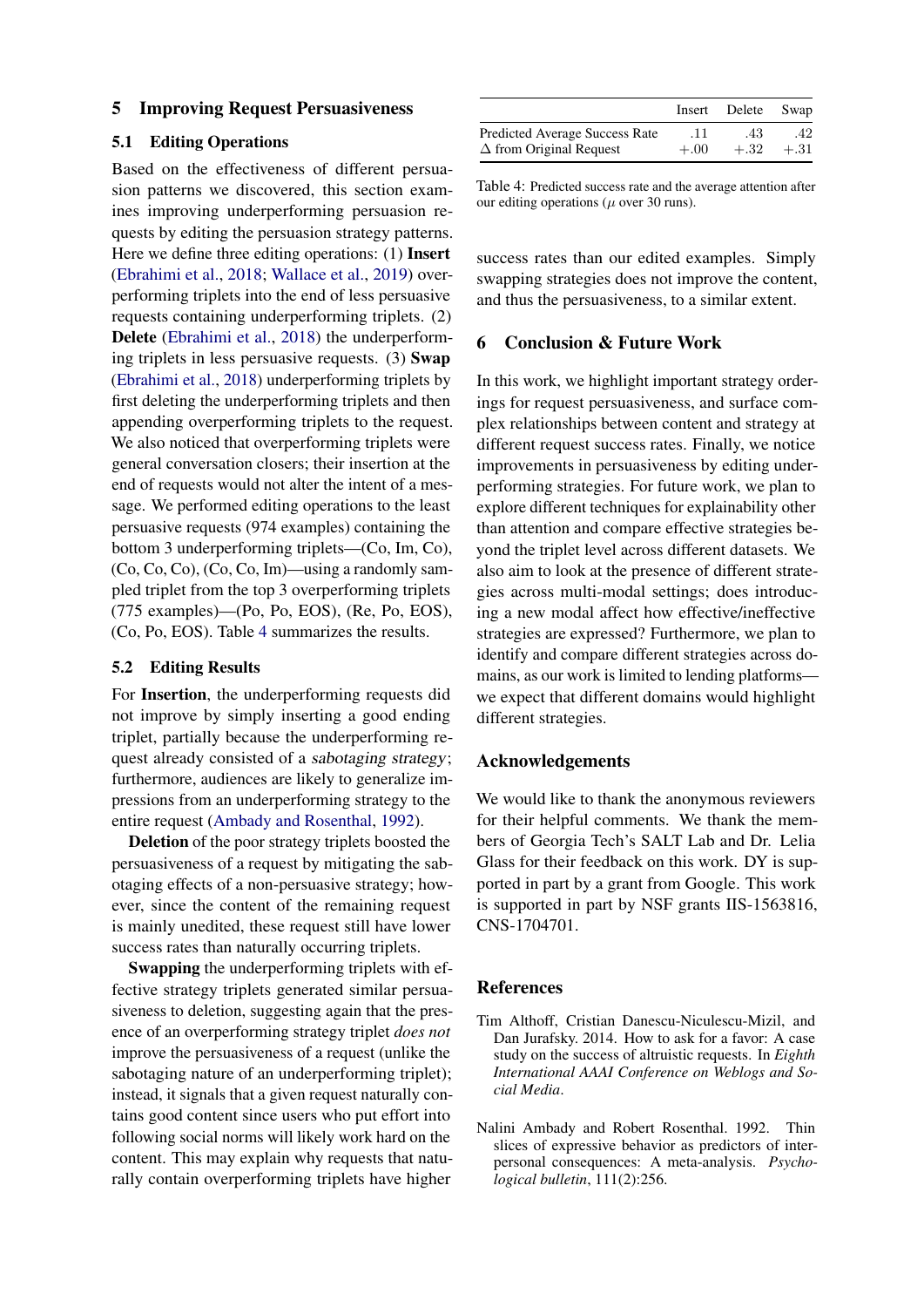## 5 Improving Request Persuasiveness

### 5.1 Editing Operations

Based on the effectiveness of different persuasion patterns we discovered, this section examines improving underperforming persuasion requests by editing the persuasion strategy patterns. Here we define three editing operations: (1) **Insert** (Ebrahimi et al., 2018; Wallace et al., 2019) overperforming triplets into the end of less persuasive requests containing underperforming triplets. (2) **Delete** (Ebrahimi et al., 2018) the underperforming triplets in less persuasive requests. (3) **Swap** (Ebrahimi et al., 2018) underperforming triplets by first deleting the underperforming triplets and then appending overperforming triplets to the request. We also noticed that overperforming triplets were general conversation closers; their insertion at the end of requests would not alter the intent of a message. We performed editing operations to the least persuasive requests (974 examples) containing the bottom 3 underperforming triplets—(Co, Im, Co), (Co, Co, Co), (Co, Co, Im)—using a randomly sampled triplet from the top 3 overperforming triplets (775 examples)—(Po, Po, EOS), (Re, Po, EOS), (Co, Po, EOS). Table 4 summarizes the results.

|  | Insert | Delete | Swap |
|---|---|---|---|
| Predicted Average Success Rate | .11 | .43 | .42 |
| $\Delta$ from Original Request | $+.00$ | $+.32$ | $+.31$ |

Table 4: Predicted success rate and the average attention after our editing operations ($\mu$ over 30 runs).

### 5.2 Editing Results

For **Insertion**, the underperforming requests did not improve by simply inserting a good ending triplet, partially because the underperforming request already consisted of a *sabotaging strategy*; furthermore, audiences are likely to generalize impressions from an underperforming strategy to the entire request (Ambady and Rosenthal, 1992).

**Deletion** of the poor strategy triplets boosted the persuasiveness of a request by mitigating the sabotaging effects of a non-persuasive strategy; however, since the content of the remaining request is mainly unedited, these request still have lower success rates than naturally occurring triplets.

**Swapping** the underperforming triplets with effective strategy triplets generated similar persuasiveness to deletion, suggesting again that the presence of an overperforming strategy triplet *does not* improve the persuasiveness of a request (unlike the sabotaging nature of an underperforming triplet); instead, it signals that a given request naturally contains good content since users who put effort into following social norms will likely work hard on the content. This may explain why requests that naturally contain overperforming triplets have higher success rates than our edited examples. Simply swapping strategies does not improve the content, and thus the persuasiveness, to a similar extent.

## 6 Conclusion & Future Work

In this work, we highlight important strategy orderings for request persuasiveness, and surface complex relationships between content and strategy at different request success rates. Finally, we notice improvements in persuasiveness by editing underperforming strategies. For future work, we plan to explore different techniques for explainability other than attention and compare effective strategies beyond the triplet level across different datasets. We also aim to look at the presence of different strategies across multi-modal settings; does introducing a new modal affect how effective/ineffective strategies are expressed? Furthermore, we plan to identify and compare different strategies across domains, as our work is limited to lending platforms—we expect that different domains would highlight different strategies.

## Acknowledgements

We would like to thank the anonymous reviewers for their helpful comments. We thank the members of Georgia Tech's SALT Lab and Dr. Lelia Glass for their feedback on this work. DY is supported in part by a grant from Google. This work is supported in part by NSF grants IIS-1563816, CNS-1704701.

## References

Tim Althoff, Cristian Danescu-Niculescu-Mizil, and Dan Jurafsky. 2014. How to ask for a favor: A case study on the success of altruistic requests. In *Eighth International AAAI Conference on Weblogs and Social Media*.

Nalini Ambady and Robert Rosenthal. 1992. Thin slices of expressive behavior as predictors of interpersonal consequences: A meta-analysis. *Psychological bulletin*, 111(2):256.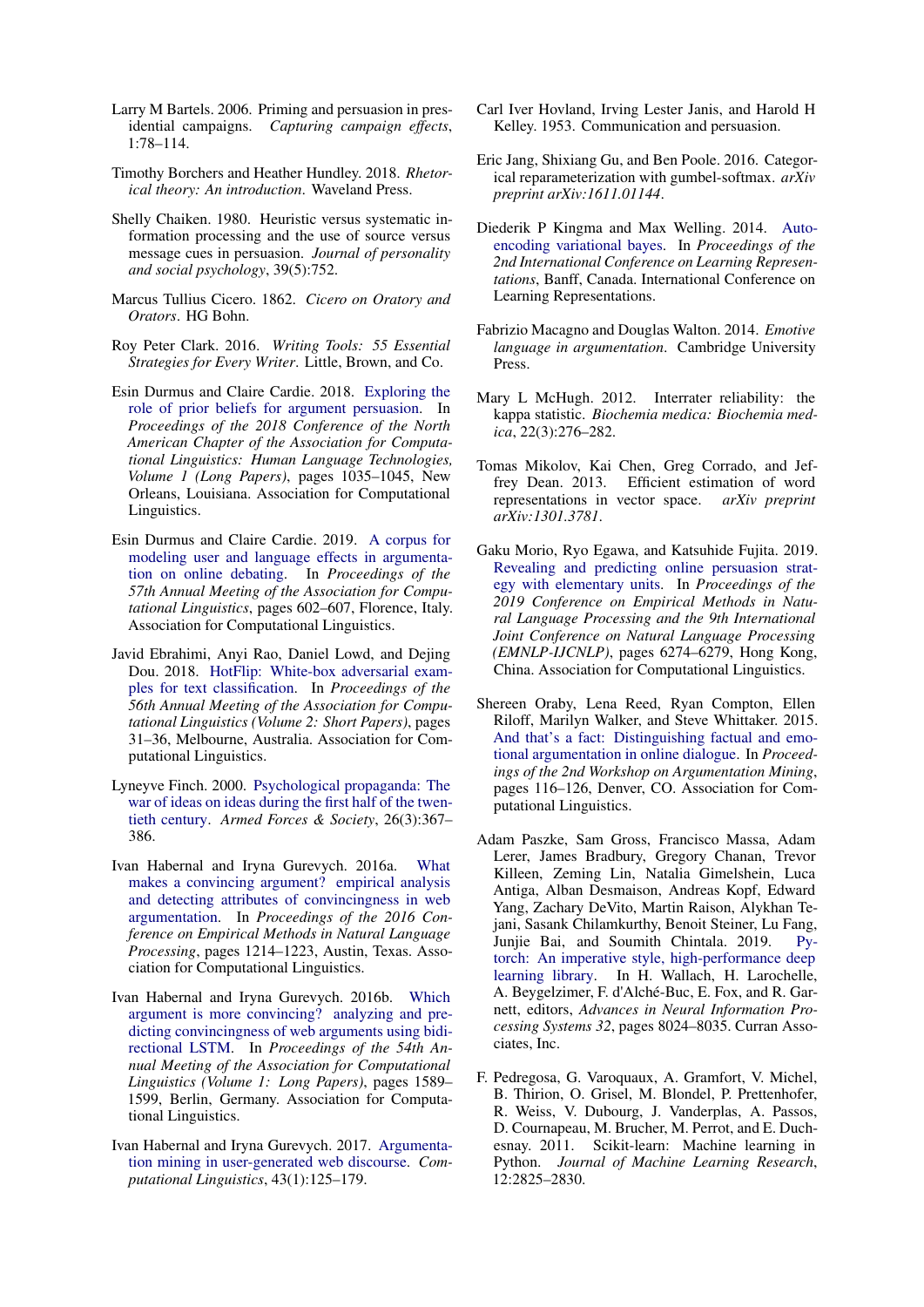Larry M Bartels. 2006. Priming and persuasion in presidential campaigns. *Capturing campaign effects*, 1:78–114.

Timothy Borchers and Heather Hundley. 2018. *Rhetorical theory: An introduction*. Waveland Press.

Shelly Chaiken. 1980. Heuristic versus systematic information processing and the use of source versus message cues in persuasion. *Journal of personality and social psychology*, 39(5):752.

Marcus Tullius Cicero. 1862. *Cicero on Oratory and Orators*. HG Bohn.

Roy Peter Clark. 2016. *Writing Tools: 55 Essential Strategies for Every Writer*. Little, Brown, and Co.

Esin Durmus and Claire Cardie. 2018. Exploring the role of prior beliefs for argument persuasion. In *Proceedings of the 2018 Conference of the North American Chapter of the Association for Computational Linguistics: Human Language Technologies, Volume 1 (Long Papers)*, pages 1035–1045, New Orleans, Louisiana. Association for Computational Linguistics.

Esin Durmus and Claire Cardie. 2019. A corpus for modeling user and language effects in argumentation on online debating. In *Proceedings of the 57th Annual Meeting of the Association for Computational Linguistics*, pages 602–607, Florence, Italy. Association for Computational Linguistics.

Javid Ebrahimi, Anyi Rao, Daniel Lowd, and Dejing Dou. 2018. HotFlip: White-box adversarial examples for text classification. In *Proceedings of the 56th Annual Meeting of the Association for Computational Linguistics (Volume 2: Short Papers)*, pages 31–36, Melbourne, Australia. Association for Computational Linguistics.

Lyneyve Finch. 2000. Psychological propaganda: The war of ideas on ideas during the first half of the twentieth century. *Armed Forces & Society*, 26(3):367–386.

Ivan Habernal and Iryna Gurevych. 2016a. What makes a convincing argument? empirical analysis and detecting attributes of convincingness in web argumentation. In *Proceedings of the 2016 Conference on Empirical Methods in Natural Language Processing*, pages 1214–1223, Austin, Texas. Association for Computational Linguistics.

Ivan Habernal and Iryna Gurevych. 2016b. Which argument is more convincing? analyzing and predicting convincingness of web arguments using bidirectional LSTM. In *Proceedings of the 54th Annual Meeting of the Association for Computational Linguistics (Volume 1: Long Papers)*, pages 1589–1599, Berlin, Germany. Association for Computational Linguistics.

Ivan Habernal and Iryna Gurevych. 2017. Argumentation mining in user-generated web discourse. *Computational Linguistics*, 43(1):125–179.

Carl Iver Hovland, Irving Lester Janis, and Harold H Kelley. 1953. Communication and persuasion.

Eric Jang, Shixiang Gu, and Ben Poole. 2016. Categorical reparameterization with gumbel-softmax. *arXiv preprint arXiv:1611.01144*.

Diederik P Kingma and Max Welling. 2014. Auto-encoding variational bayes. In *Proceedings of the 2nd International Conference on Learning Representations*, Banff, Canada. International Conference on Learning Representations.

Fabrizio Macagno and Douglas Walton. 2014. *Emotive language in argumentation*. Cambridge University Press.

Mary L McHugh. 2012. Interrater reliability: the kappa statistic. *Biochemia medica: Biochemia medica*, 22(3):276–282.

Tomas Mikolov, Kai Chen, Greg Corrado, and Jeffrey Dean. 2013. Efficient estimation of word representations in vector space. *arXiv preprint arXiv:1301.3781*.

Gaku Morio, Ryo Egawa, and Katsuhide Fujita. 2019. Revealing and predicting online persuasion strategy with elementary units. In *Proceedings of the 2019 Conference on Empirical Methods in Natural Language Processing and the 9th International Joint Conference on Natural Language Processing (EMNLP-IJCNLP)*, pages 6274–6279, Hong Kong, China. Association for Computational Linguistics.

Shereen Oraby, Lena Reed, Ryan Compton, Ellen Riloff, Marilyn Walker, and Steve Whittaker. 2015. And that's a fact: Distinguishing factual and emotional argumentation in online dialogue. In *Proceedings of the 2nd Workshop on Argumentation Mining*, pages 116–126, Denver, CO. Association for Computational Linguistics.

Adam Paszke, Sam Gross, Francisco Massa, Adam Lerer, James Bradbury, Gregory Chanan, Trevor Killeen, Zeming Lin, Natalia Gimelshein, Luca Antiga, Alban Desmaison, Andreas Kopf, Edward Yang, Zachary DeVito, Martin Raison, Alykhan Tejani, Sasank Chilamkurthy, Benoit Steiner, Lu Fang, Junjie Bai, and Soumith Chintala. 2019. Pytorch: An imperative style, high-performance deep learning library. In H. Wallach, H. Larochelle, A. Beygelzimer, F. d'Alché-Buc, E. Fox, and R. Garnett, editors, *Advances in Neural Information Processing Systems 32*, pages 8024–8035. Curran Associates, Inc.

F. Pedregosa, G. Varoquaux, A. Gramfort, V. Michel, B. Thirion, O. Grisel, M. Blondel, P. Prettenhofer, R. Weiss, V. Dubourg, J. Vanderplas, A. Passos, D. Cournapeau, M. Brucher, M. Perrot, and E. Duchesnay. 2011. Scikit-learn: Machine learning in Python. *Journal of Machine Learning Research*, 12:2825–2830.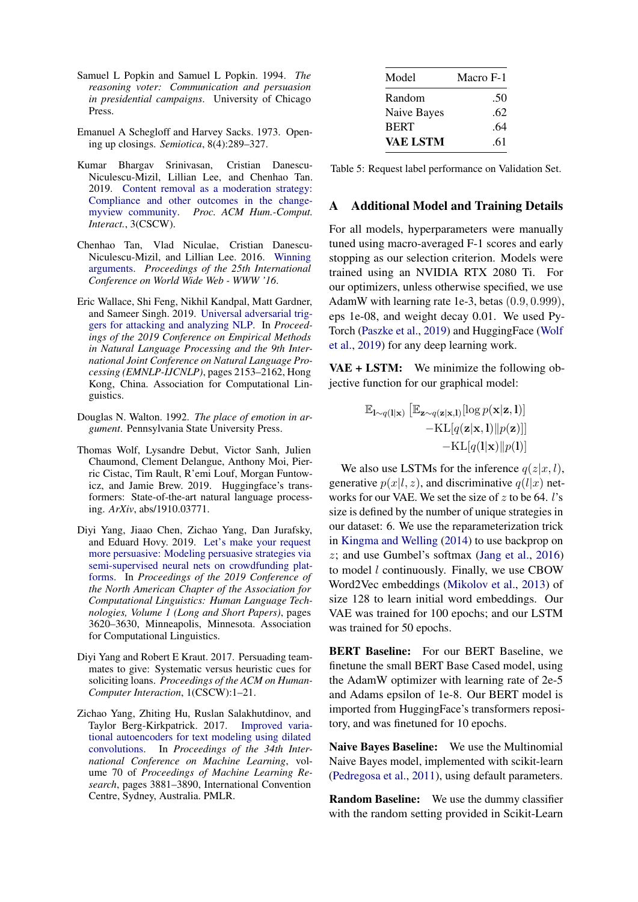Samuel L Popkin and Samuel L Popkin. 1994. *The reasoning voter: Communication and persuasion in presidential campaigns*. University of Chicago Press.

Emanuel A Schegloff and Harvey Sacks. 1973. Opening up closings. *Semiotica*, 8(4):289–327.

Kumar Bhargav Srinivasan, Cristian Danescu-Niculescu-Mizil, Lillian Lee, and Chenhao Tan. 2019. Content removal as a moderation strategy: Compliance and other outcomes in the changemyview community. *Proc. ACM Hum.-Comput. Interact.*, 3(CSCW).

Chenhao Tan, Vlad Niculae, Cristian Danescu-Niculescu-Mizil, and Lillian Lee. 2016. Winning arguments. *Proceedings of the 25th International Conference on World Wide Web - WWW '16*.

Eric Wallace, Shi Feng, Nikhil Kandpal, Matt Gardner, and Sameer Singh. 2019. Universal adversarial triggers for attacking and analyzing NLP. In *Proceedings of the 2019 Conference on Empirical Methods in Natural Language Processing and the 9th International Joint Conference on Natural Language Processing (EMNLP-IJCNLP)*, pages 2153–2162, Hong Kong, China. Association for Computational Linguistics.

Douglas N. Walton. 1992. *The place of emotion in argument*. Pennsylvania State University Press.

Thomas Wolf, Lysandre Debut, Victor Sanh, Julien Chaumond, Clement Delangue, Anthony Moi, Pierric Cistac, Tim Rault, R'emi Louf, Morgan Funtowicz, and Jamie Brew. 2019. Huggingface's transformers: State-of-the-art natural language processing. *ArXiv*, abs/1910.03771.

Diyi Yang, Jiaao Chen, Zichao Yang, Dan Jurafsky, and Eduard Hovy. 2019. Let's make your request more persuasive: Modeling persuasive strategies via semi-supervised neural nets on crowdfunding platforms. In *Proceedings of the 2019 Conference of the North American Chapter of the Association for Computational Linguistics: Human Language Technologies, Volume 1 (Long and Short Papers)*, pages 3620–3630, Minneapolis, Minnesota. Association for Computational Linguistics.

Diyi Yang and Robert E Kraut. 2017. Persuading teammates to give: Systematic versus heuristic cues for soliciting loans. *Proceedings of the ACM on Human-Computer Interaction*, 1(CSCW):1–21.

Zichao Yang, Zhiting Hu, Ruslan Salakhutdinov, and Taylor Berg-Kirkpatrick. 2017. Improved variational autoencoders for text modeling using dilated convolutions. In *Proceedings of the 34th International Conference on Machine Learning*, volume 70 of *Proceedings of Machine Learning Research*, pages 3881–3890, International Convention Centre, Sydney, Australia. PMLR.

| Model | Macro F-1 |
|---|---|
| Random | .50 |
| Naive Bayes | .62 |
| BERT | .64 |
| **VAE LSTM** | .61 |

Table 5: Request label performance on Validation Set.

## A Additional Model and Training Details

For all models, hyperparameters were manually tuned using macro-averaged F-1 scores and early stopping as our selection criterion. Models were trained using an NVIDIA RTX 2080 Ti. For our optimizers, unless otherwise specified, we use AdamW with learning rate 1e-3, betas $(0.9, 0.999)$, eps 1e-08, and weight decay 0.01. We used PyTorch (Paszke et al., 2019) and HuggingFace (Wolf et al., 2019) for any deep learning work.

**VAE + LSTM:** We minimize the following objective function for our graphical model:

$$\mathbb{E}_{\mathbf{l}\sim q(\mathbf{l}|\mathbf{x})}\left[\mathbb{E}_{\mathbf{z}\sim q(\mathbf{z}|\mathbf{x},\mathbf{l})}[\log p(\mathbf{x}|\mathbf{z},\mathbf{l})]\right.$$
$$\left.-\mathrm{KL}[q(\mathbf{z}|\mathbf{x},\mathbf{l})\|p(\mathbf{z})]\right]$$
$$-\mathrm{KL}[q(\mathbf{l}|\mathbf{x})\|p(\mathbf{l})]$$

We also use LSTMs for the inference $q(z|x,l)$, generative $p(x|l,z)$, and discriminative $q(l|x)$ networks for our VAE. We set the size of $z$ to be 64. $l$'s size is defined by the number of unique strategies in our dataset: 6. We use the reparameterization trick in Kingma and Welling (2014) to use backprop on $z$; and use Gumbel's softmax (Jang et al., 2016) to model $l$ continuously. Finally, we use CBOW Word2Vec embeddings (Mikolov et al., 2013) of size 128 to learn initial word embeddings. Our VAE was trained for 100 epochs; and our LSTM was trained for 50 epochs.

**BERT Baseline:** For our BERT Baseline, we finetune the small BERT Base Cased model, using the AdamW optimizer with learning rate of 2e-5 and Adams epsilon of 1e-8. Our BERT model is imported from HuggingFace's transformers repository, and was finetuned for 10 epochs.

**Naive Bayes Baseline:** We use the Multinomial Naive Bayes model, implemented with scikit-learn (Pedregosa et al., 2011), using default parameters.

**Random Baseline:** We use the dummy classifier with the random setting provided in Scikit-Learn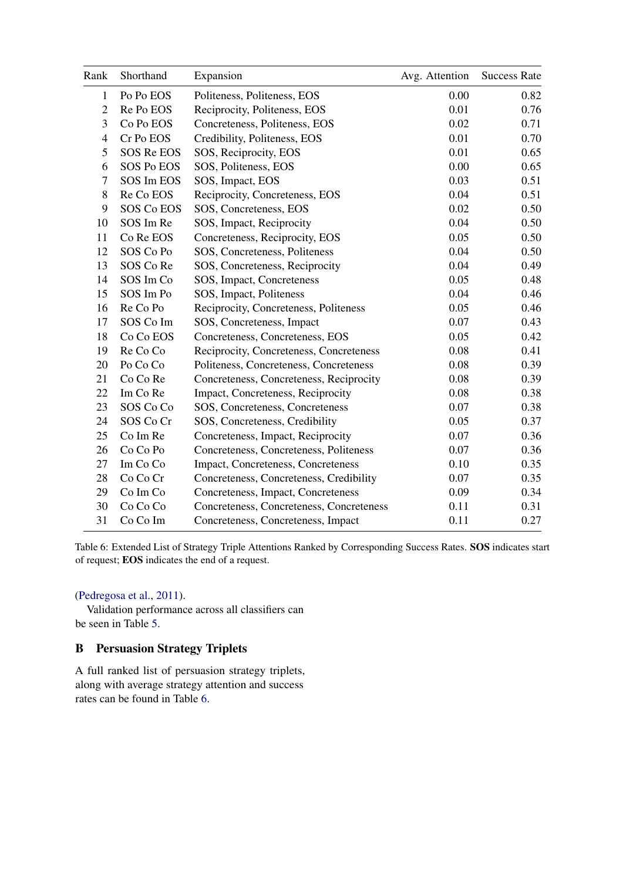| Rank | Shorthand | Expansion | Avg. Attention | Success Rate |
|---|---|---|---|---|
| 1 | Po Po EOS | Politeness, Politeness, EOS | 0.00 | 0.82 |
| 2 | Re Po EOS | Reciprocity, Politeness, EOS | 0.01 | 0.76 |
| 3 | Co Po EOS | Concreteness, Politeness, EOS | 0.02 | 0.71 |
| 4 | Cr Po EOS | Credibility, Politeness, EOS | 0.01 | 0.70 |
| 5 | SOS Re EOS | SOS, Reciprocity, EOS | 0.01 | 0.65 |
| 6 | SOS Po EOS | SOS, Politeness, EOS | 0.00 | 0.65 |
| 7 | SOS Im EOS | SOS, Impact, EOS | 0.03 | 0.51 |
| 8 | Re Co EOS | Reciprocity, Concreteness, EOS | 0.04 | 0.51 |
| 9 | SOS Co EOS | SOS, Concreteness, EOS | 0.02 | 0.50 |
| 10 | SOS Im Re | SOS, Impact, Reciprocity | 0.04 | 0.50 |
| 11 | Co Re EOS | Concreteness, Reciprocity, EOS | 0.05 | 0.50 |
| 12 | SOS Co Po | SOS, Concreteness, Politeness | 0.04 | 0.50 |
| 13 | SOS Co Re | SOS, Concreteness, Reciprocity | 0.04 | 0.49 |
| 14 | SOS Im Co | SOS, Impact, Concreteness | 0.05 | 0.48 |
| 15 | SOS Im Po | SOS, Impact, Politeness | 0.04 | 0.46 |
| 16 | Re Co Po | Reciprocity, Concreteness, Politeness | 0.05 | 0.46 |
| 17 | SOS Co Im | SOS, Concreteness, Impact | 0.07 | 0.43 |
| 18 | Co Co EOS | Concreteness, Concreteness, EOS | 0.05 | 0.42 |
| 19 | Re Co Co | Reciprocity, Concreteness, Concreteness | 0.08 | 0.41 |
| 20 | Po Co Co | Politeness, Concreteness, Concreteness | 0.08 | 0.39 |
| 21 | Co Co Re | Concreteness, Concreteness, Reciprocity | 0.08 | 0.39 |
| 22 | Im Co Re | Impact, Concreteness, Reciprocity | 0.08 | 0.38 |
| 23 | SOS Co Co | SOS, Concreteness, Concreteness | 0.07 | 0.38 |
| 24 | SOS Co Cr | SOS, Concreteness, Credibility | 0.05 | 0.37 |
| 25 | Co Im Re | Concreteness, Impact, Reciprocity | 0.07 | 0.36 |
| 26 | Co Co Po | Concreteness, Concreteness, Politeness | 0.07 | 0.36 |
| 27 | Im Co Co | Impact, Concreteness, Concreteness | 0.10 | 0.35 |
| 28 | Co Co Cr | Concreteness, Concreteness, Credibility | 0.07 | 0.35 |
| 29 | Co Im Co | Concreteness, Impact, Concreteness | 0.09 | 0.34 |
| 30 | Co Co Co | Concreteness, Concreteness, Concreteness | 0.11 | 0.31 |
| 31 | Co Co Im | Concreteness, Concreteness, Impact | 0.11 | 0.27 |

Table 6: Extended List of Strategy Triple Attentions Ranked by Corresponding Success Rates. **SOS** indicates start of request; **EOS** indicates the end of a request.

(Pedregosa et al., 2011).

Validation performance across all classifiers can be seen in Table 5.

## B Persuasion Strategy Triplets

A full ranked list of persuasion strategy triplets, along with average strategy attention and success rates can be found in Table 6.